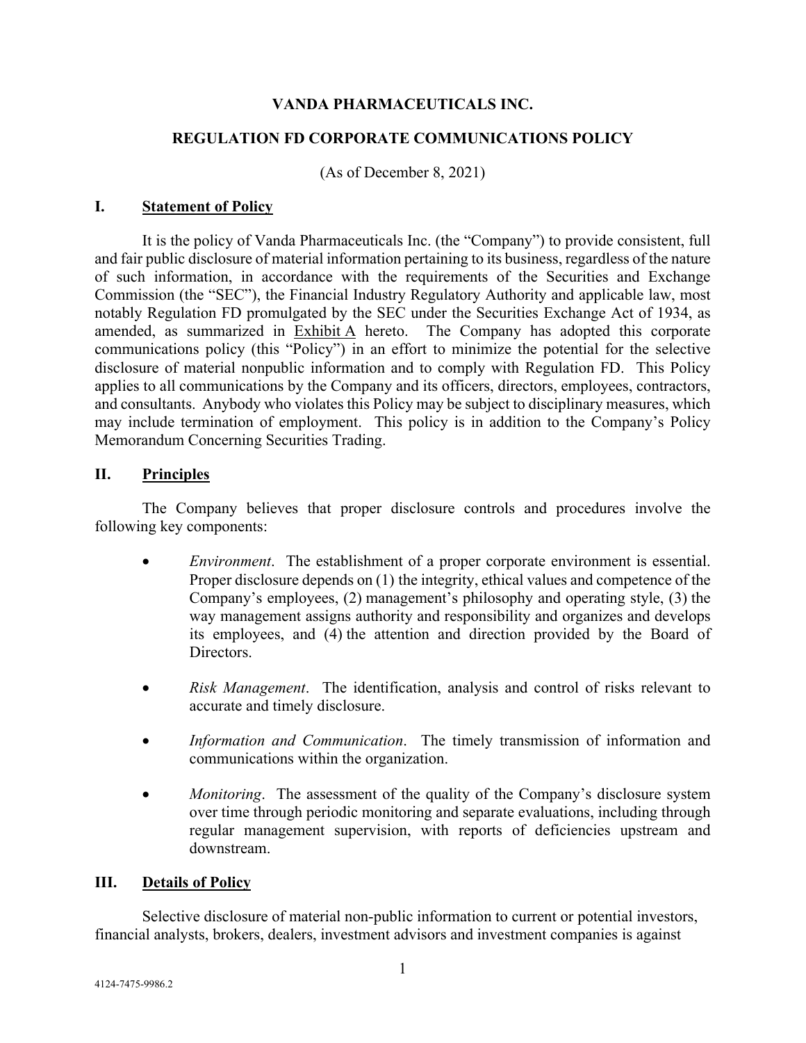# VANDA PHARMACEUTICALS INC.

## REGULATION FD CORPORATE COMMUNICATIONS POLICY

(As of December 8, 2021)

## I. Statement of Policy

It is the policy of Vanda Pharmaceuticals Inc. (the "Company") to provide consistent, full and fair public disclosure of material information pertaining to its business, regardless of the nature of such information, in accordance with the requirements of the Securities and Exchange Commission (the "SEC"), the Financial Industry Regulatory Authority and applicable law, most notably Regulation FD promulgated by the SEC under the Securities Exchange Act of 1934, as amended, as summarized in Exhibit A hereto. The Company has adopted this corporate communications policy (this "Policy") in an effort to minimize the potential for the selective disclosure of material nonpublic information and to comply with Regulation FD. This Policy applies to all communications by the Company and its officers, directors, employees, contractors, and consultants. Anybody who violates this Policy may be subject to disciplinary measures, which may include termination of employment. This policy is in addition to the Company's Policy Memorandum Concerning Securities Trading.

## II. Principles

The Company believes that proper disclosure controls and procedures involve the following key components:

- *Environment*. The establishment of a proper corporate environment is essential. Proper disclosure depends on (1) the integrity, ethical values and competence of the Company's employees, (2) management's philosophy and operating style, (3) the way management assigns authority and responsibility and organizes and develops its employees, and (4) the attention and direction provided by the Board of Directors.
- *Risk Management*. The identification, analysis and control of risks relevant to accurate and timely disclosure.
- *Information and Communication*. The timely transmission of information and communications within the organization.
- *Monitoring*. The assessment of the quality of the Company's disclosure system over time through periodic monitoring and separate evaluations, including through regular management supervision, with reports of deficiencies upstream and downstream.

## III. Details of Policy

Selective disclosure of material non-public information to current or potential investors, financial analysts, brokers, dealers, investment advisors and investment companies is against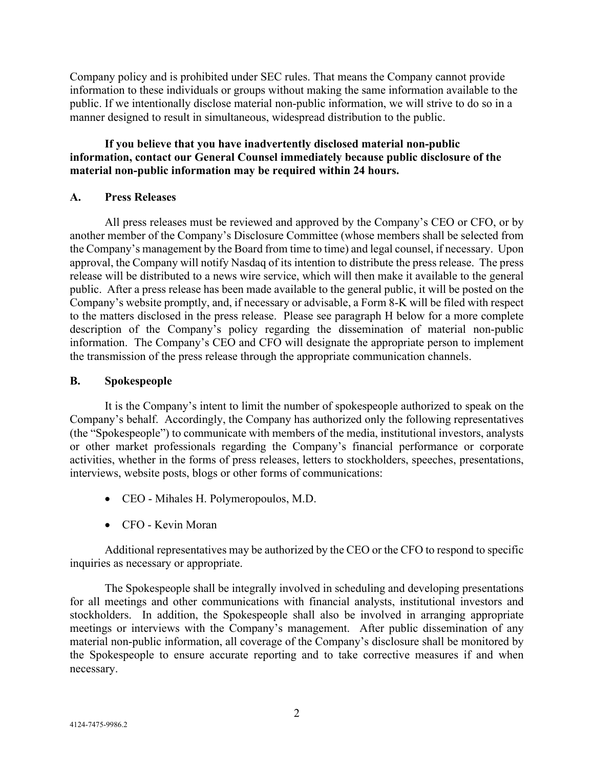Company policy and is prohibited under SEC rules. That means the Company cannot provide information to these individuals or groups without making the same information available to the public. If we intentionally disclose material non-public information, we will strive to do so in a manner designed to result in simultaneous, widespread distribution to the public.

**If you believe that you have inadvertently disclosed material non-public information, contact our General Counsel immediately because public disclosure of the material non-public information may be required within 24 hours.**

## A. Press Releases

All press releases must be reviewed and approved by the Company's CEO or CFO, or by another member of the Company's Disclosure Committee (whose members shall be selected from the Company's management by the Board from time to time) and legal counsel, if necessary. Upon approval, the Company will notify Nasdaq of its intention to distribute the press release. The press release will be distributed to a news wire service, which will then make it available to the general public. After a press release has been made available to the general public, it will be posted on the Company's website promptly, and, if necessary or advisable, a Form 8-K will be filed with respect to the matters disclosed in the press release. Please see paragraph H below for a more complete description of the Company's policy regarding the dissemination of material non-public information. The Company's CEO and CFO will designate the appropriate person to implement the transmission of the press release through the appropriate communication channels.

## B. Spokespeople

It is the Company's intent to limit the number of spokespeople authorized to speak on the Company's behalf. Accordingly, the Company has authorized only the following representatives (the "Spokespeople") to communicate with members of the media, institutional investors, analysts or other market professionals regarding the Company's financial performance or corporate activities, whether in the forms of press releases, letters to stockholders, speeches, presentations, interviews, website posts, blogs or other forms of communications:

- CEO - Mihales H. Polymeropoulos, M.D.
- CFO - Kevin Moran

Additional representatives may be authorized by the CEO or the CFO to respond to specific inquiries as necessary or appropriate.

The Spokespeople shall be integrally involved in scheduling and developing presentations for all meetings and other communications with financial analysts, institutional investors and stockholders. In addition, the Spokespeople shall also be involved in arranging appropriate meetings or interviews with the Company's management. After public dissemination of any material non-public information, all coverage of the Company's disclosure shall be monitored by the Spokespeople to ensure accurate reporting and to take corrective measures if and when necessary.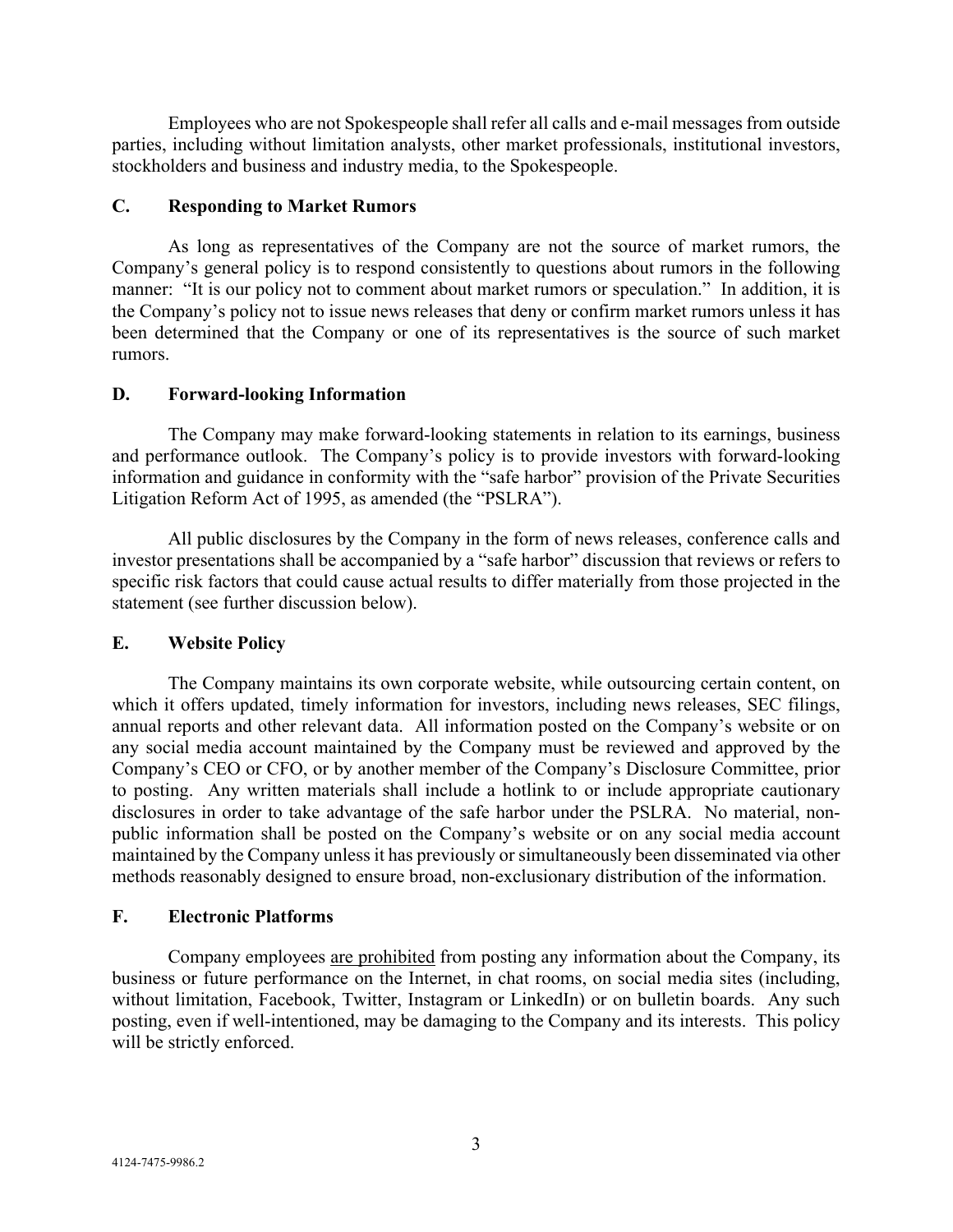Employees who are not Spokespeople shall refer all calls and e-mail messages from outside parties, including without limitation analysts, other market professionals, institutional investors, stockholders and business and industry media, to the Spokespeople.

## C. Responding to Market Rumors

As long as representatives of the Company are not the source of market rumors, the Company's general policy is to respond consistently to questions about rumors in the following manner: "It is our policy not to comment about market rumors or speculation." In addition, it is the Company's policy not to issue news releases that deny or confirm market rumors unless it has been determined that the Company or one of its representatives is the source of such market rumors.

## D. Forward-looking Information

The Company may make forward-looking statements in relation to its earnings, business and performance outlook. The Company's policy is to provide investors with forward-looking information and guidance in conformity with the "safe harbor" provision of the Private Securities Litigation Reform Act of 1995, as amended (the "PSLRA").

All public disclosures by the Company in the form of news releases, conference calls and investor presentations shall be accompanied by a "safe harbor" discussion that reviews or refers to specific risk factors that could cause actual results to differ materially from those projected in the statement (see further discussion below).

## E. Website Policy

The Company maintains its own corporate website, while outsourcing certain content, on which it offers updated, timely information for investors, including news releases, SEC filings, annual reports and other relevant data. All information posted on the Company's website or on any social media account maintained by the Company must be reviewed and approved by the Company's CEO or CFO, or by another member of the Company's Disclosure Committee, prior to posting. Any written materials shall include a hotlink to or include appropriate cautionary disclosures in order to take advantage of the safe harbor under the PSLRA. No material, non-public information shall be posted on the Company's website or on any social media account maintained by the Company unless it has previously or simultaneously been disseminated via other methods reasonably designed to ensure broad, non-exclusionary distribution of the information.

## F. Electronic Platforms

Company employees <u>are prohibited</u> from posting any information about the Company, its business or future performance on the Internet, in chat rooms, on social media sites (including, without limitation, Facebook, Twitter, Instagram or LinkedIn) or on bulletin boards. Any such posting, even if well-intentioned, may be damaging to the Company and its interests. This policy will be strictly enforced.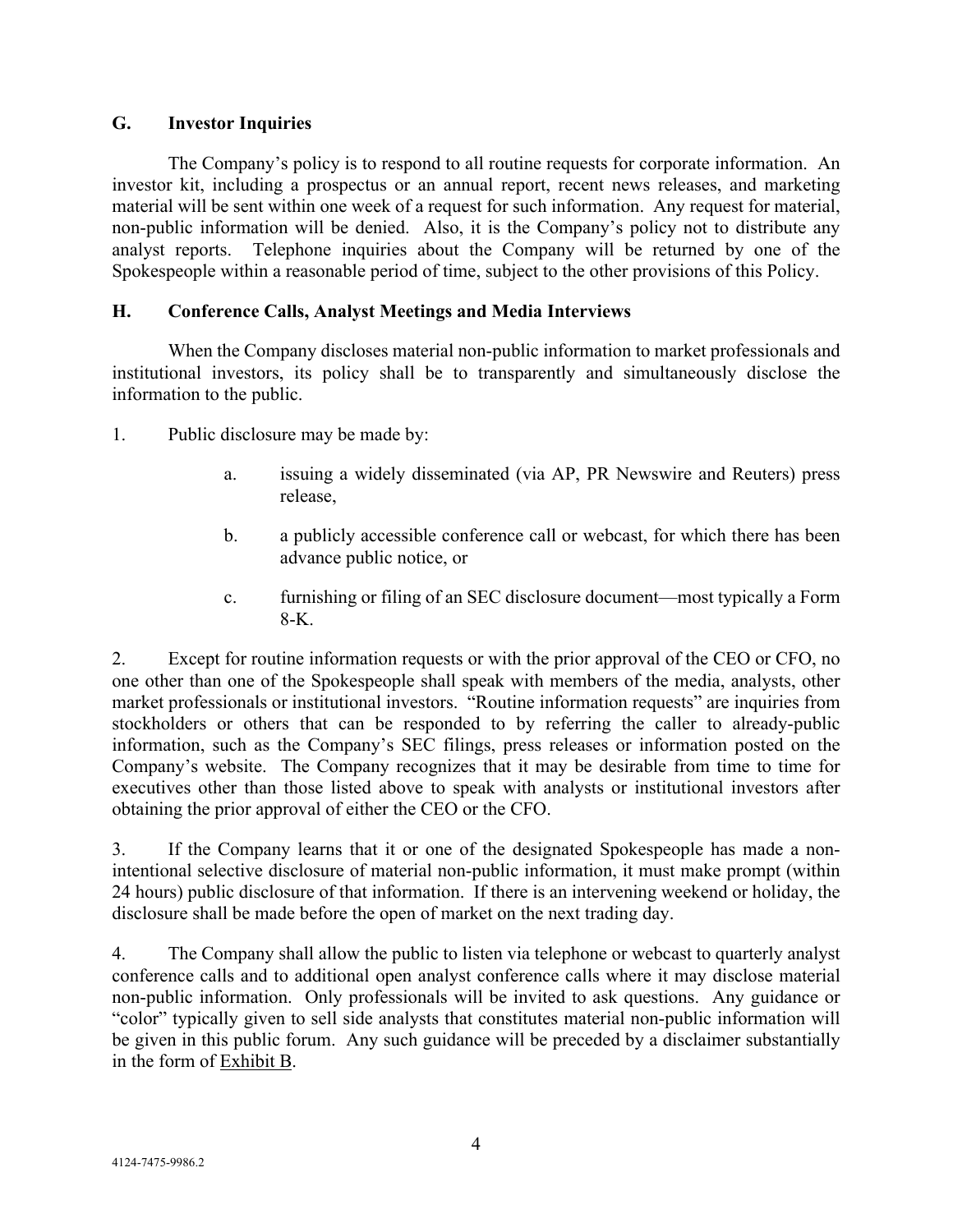## G. Investor Inquiries

The Company's policy is to respond to all routine requests for corporate information. An investor kit, including a prospectus or an annual report, recent news releases, and marketing material will be sent within one week of a request for such information. Any request for material, non-public information will be denied. Also, it is the Company's policy not to distribute any analyst reports. Telephone inquiries about the Company will be returned by one of the Spokespeople within a reasonable period of time, subject to the other provisions of this Policy.

## H. Conference Calls, Analyst Meetings and Media Interviews

When the Company discloses material non-public information to market professionals and institutional investors, its policy shall be to transparently and simultaneously disclose the information to the public.

1. Public disclosure may be made by:

   a. issuing a widely disseminated (via AP, PR Newswire and Reuters) press release,

   b. a publicly accessible conference call or webcast, for which there has been advance public notice, or

   c. furnishing or filing of an SEC disclosure document—most typically a Form 8-K.

2. Except for routine information requests or with the prior approval of the CEO or CFO, no one other than one of the Spokespeople shall speak with members of the media, analysts, other market professionals or institutional investors. "Routine information requests" are inquiries from stockholders or others that can be responded to by referring the caller to already-public information, such as the Company's SEC filings, press releases or information posted on the Company's website. The Company recognizes that it may be desirable from time to time for executives other than those listed above to speak with analysts or institutional investors after obtaining the prior approval of either the CEO or the CFO.

3. If the Company learns that it or one of the designated Spokespeople has made a non-intentional selective disclosure of material non-public information, it must make prompt (within 24 hours) public disclosure of that information. If there is an intervening weekend or holiday, the disclosure shall be made before the open of market on the next trading day.

4. The Company shall allow the public to listen via telephone or webcast to quarterly analyst conference calls and to additional open analyst conference calls where it may disclose material non-public information. Only professionals will be invited to ask questions. Any guidance or "color" typically given to sell side analysts that constitutes material non-public information will be given in this public forum. Any such guidance will be preceded by a disclaimer substantially in the form of Exhibit B.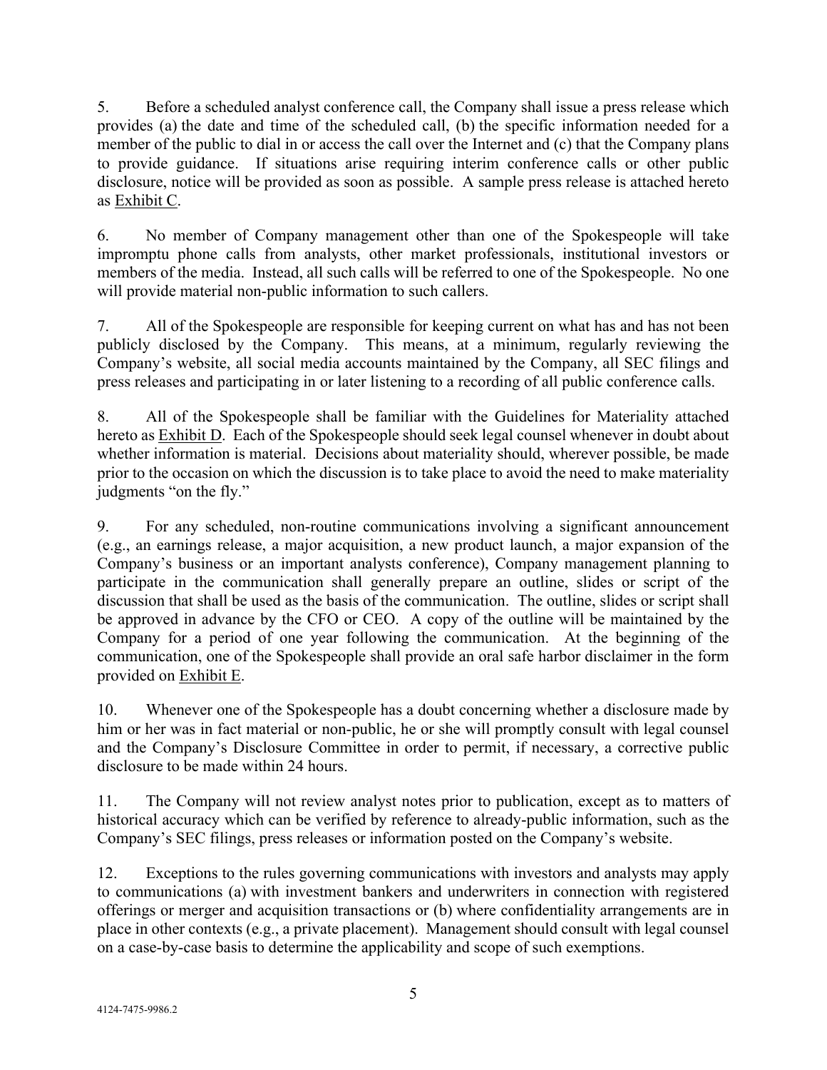5. Before a scheduled analyst conference call, the Company shall issue a press release which provides (a) the date and time of the scheduled call, (b) the specific information needed for a member of the public to dial in or access the call over the Internet and (c) that the Company plans to provide guidance. If situations arise requiring interim conference calls or other public disclosure, notice will be provided as soon as possible. A sample press release is attached hereto as Exhibit C.

6. No member of Company management other than one of the Spokespeople will take impromptu phone calls from analysts, other market professionals, institutional investors or members of the media. Instead, all such calls will be referred to one of the Spokespeople. No one will provide material non-public information to such callers.

7. All of the Spokespeople are responsible for keeping current on what has and has not been publicly disclosed by the Company. This means, at a minimum, regularly reviewing the Company's website, all social media accounts maintained by the Company, all SEC filings and press releases and participating in or later listening to a recording of all public conference calls.

8. All of the Spokespeople shall be familiar with the Guidelines for Materiality attached hereto as Exhibit D. Each of the Spokespeople should seek legal counsel whenever in doubt about whether information is material. Decisions about materiality should, wherever possible, be made prior to the occasion on which the discussion is to take place to avoid the need to make materiality judgments "on the fly."

9. For any scheduled, non-routine communications involving a significant announcement (e.g., an earnings release, a major acquisition, a new product launch, a major expansion of the Company's business or an important analysts conference), Company management planning to participate in the communication shall generally prepare an outline, slides or script of the discussion that shall be used as the basis of the communication. The outline, slides or script shall be approved in advance by the CFO or CEO. A copy of the outline will be maintained by the Company for a period of one year following the communication. At the beginning of the communication, one of the Spokespeople shall provide an oral safe harbor disclaimer in the form provided on Exhibit E.

10. Whenever one of the Spokespeople has a doubt concerning whether a disclosure made by him or her was in fact material or non-public, he or she will promptly consult with legal counsel and the Company's Disclosure Committee in order to permit, if necessary, a corrective public disclosure to be made within 24 hours.

11. The Company will not review analyst notes prior to publication, except as to matters of historical accuracy which can be verified by reference to already-public information, such as the Company's SEC filings, press releases or information posted on the Company's website.

12. Exceptions to the rules governing communications with investors and analysts may apply to communications (a) with investment bankers and underwriters in connection with registered offerings or merger and acquisition transactions or (b) where confidentiality arrangements are in place in other contexts (e.g., a private placement). Management should consult with legal counsel on a case-by-case basis to determine the applicability and scope of such exemptions.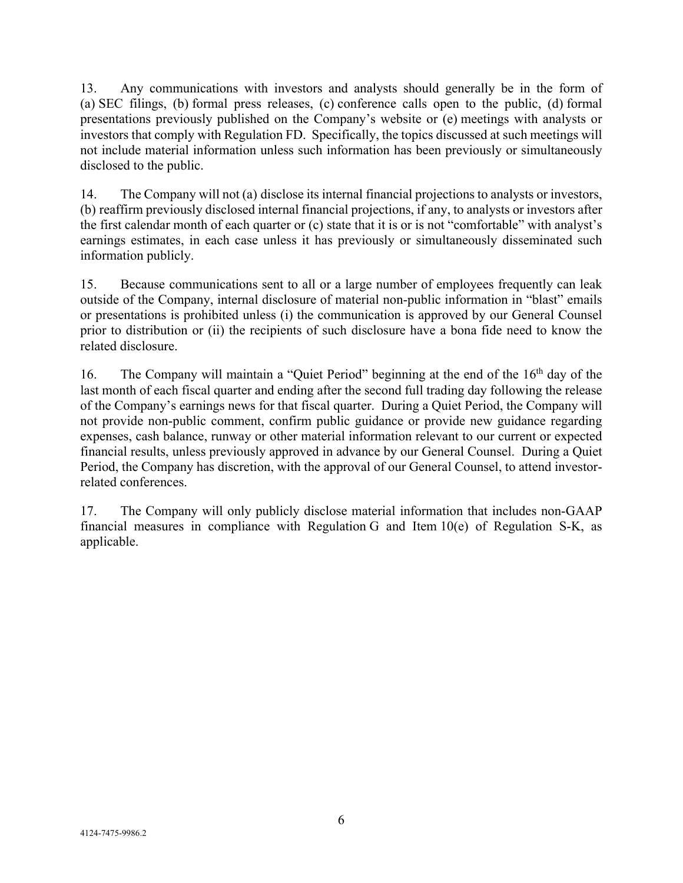13. Any communications with investors and analysts should generally be in the form of (a) SEC filings, (b) formal press releases, (c) conference calls open to the public, (d) formal presentations previously published on the Company's website or (e) meetings with analysts or investors that comply with Regulation FD. Specifically, the topics discussed at such meetings will not include material information unless such information has been previously or simultaneously disclosed to the public.

14. The Company will not (a) disclose its internal financial projections to analysts or investors, (b) reaffirm previously disclosed internal financial projections, if any, to analysts or investors after the first calendar month of each quarter or (c) state that it is or is not "comfortable" with analyst's earnings estimates, in each case unless it has previously or simultaneously disseminated such information publicly.

15. Because communications sent to all or a large number of employees frequently can leak outside of the Company, internal disclosure of material non-public information in "blast" emails or presentations is prohibited unless (i) the communication is approved by our General Counsel prior to distribution or (ii) the recipients of such disclosure have a bona fide need to know the related disclosure.

16. The Company will maintain a "Quiet Period" beginning at the end of the 16th day of the last month of each fiscal quarter and ending after the second full trading day following the release of the Company's earnings news for that fiscal quarter. During a Quiet Period, the Company will not provide non-public comment, confirm public guidance or provide new guidance regarding expenses, cash balance, runway or other material information relevant to our current or expected financial results, unless previously approved in advance by our General Counsel. During a Quiet Period, the Company has discretion, with the approval of our General Counsel, to attend investor-related conferences.

17. The Company will only publicly disclose material information that includes non-GAAP financial measures in compliance with Regulation G and Item 10(e) of Regulation S-K, as applicable.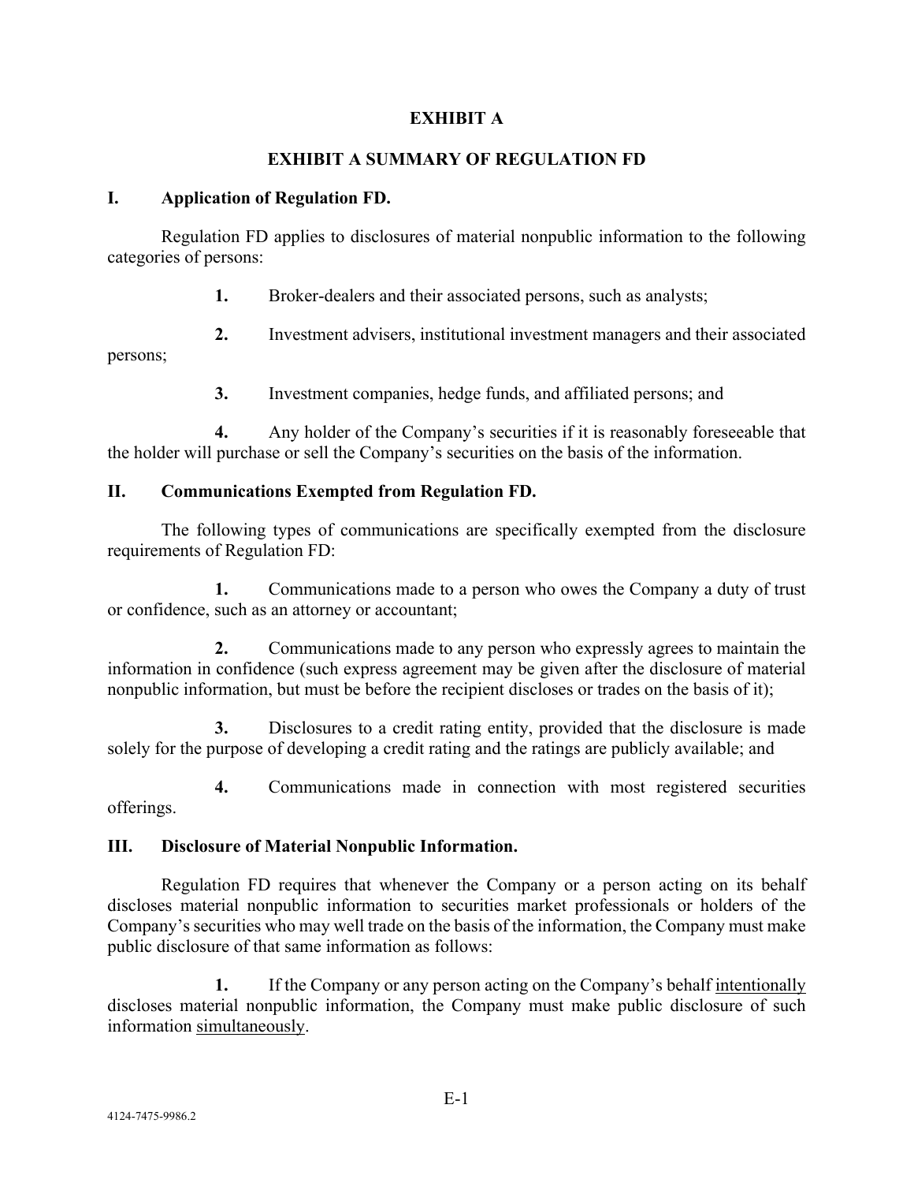# EXHIBIT A

## EXHIBIT A SUMMARY OF REGULATION FD

### I. Application of Regulation FD.

Regulation FD applies to disclosures of material nonpublic information to the following categories of persons:

**1.** Broker-dealers and their associated persons, such as analysts;

**2.** Investment advisers, institutional investment managers and their associated persons;

**3.** Investment companies, hedge funds, and affiliated persons; and

**4.** Any holder of the Company's securities if it is reasonably foreseeable that the holder will purchase or sell the Company's securities on the basis of the information.

### II. Communications Exempted from Regulation FD.

The following types of communications are specifically exempted from the disclosure requirements of Regulation FD:

**1.** Communications made to a person who owes the Company a duty of trust or confidence, such as an attorney or accountant;

**2.** Communications made to any person who expressly agrees to maintain the information in confidence (such express agreement may be given after the disclosure of material nonpublic information, but must be before the recipient discloses or trades on the basis of it);

**3.** Disclosures to a credit rating entity, provided that the disclosure is made solely for the purpose of developing a credit rating and the ratings are publicly available; and

**4.** Communications made in connection with most registered securities offerings.

### III. Disclosure of Material Nonpublic Information.

Regulation FD requires that whenever the Company or a person acting on its behalf discloses material nonpublic information to securities market professionals or holders of the Company's securities who may well trade on the basis of the information, the Company must make public disclosure of that same information as follows:

**1.** If the Company or any person acting on the Company's behalf <u>intentionally</u> discloses material nonpublic information, the Company must make public disclosure of such information <u>simultaneously</u>.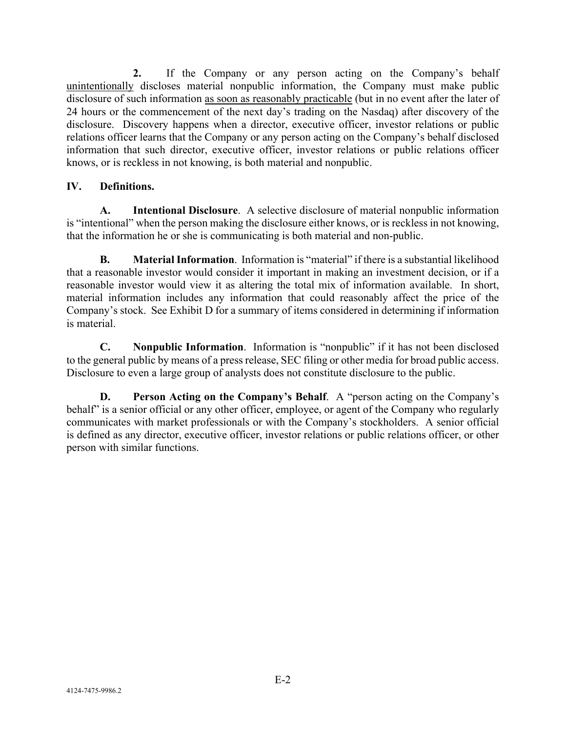**2.** If the Company or any person acting on the Company's behalf unintentionally discloses material nonpublic information, the Company must make public disclosure of such information as soon as reasonably practicable (but in no event after the later of 24 hours or the commencement of the next day's trading on the Nasdaq) after discovery of the disclosure. Discovery happens when a director, executive officer, investor relations or public relations officer learns that the Company or any person acting on the Company's behalf disclosed information that such director, executive officer, investor relations or public relations officer knows, or is reckless in not knowing, is both material and nonpublic.

## IV. Definitions.

**A. Intentional Disclosure**. A selective disclosure of material nonpublic information is "intentional" when the person making the disclosure either knows, or is reckless in not knowing, that the information he or she is communicating is both material and non-public.

**B. Material Information**. Information is "material" if there is a substantial likelihood that a reasonable investor would consider it important in making an investment decision, or if a reasonable investor would view it as altering the total mix of information available. In short, material information includes any information that could reasonably affect the price of the Company's stock. See Exhibit D for a summary of items considered in determining if information is material.

**C. Nonpublic Information**. Information is "nonpublic" if it has not been disclosed to the general public by means of a press release, SEC filing or other media for broad public access. Disclosure to even a large group of analysts does not constitute disclosure to the public.

**D. Person Acting on the Company's Behalf**. A "person acting on the Company's behalf" is a senior official or any other officer, employee, or agent of the Company who regularly communicates with market professionals or with the Company's stockholders. A senior official is defined as any director, executive officer, investor relations or public relations officer, or other person with similar functions.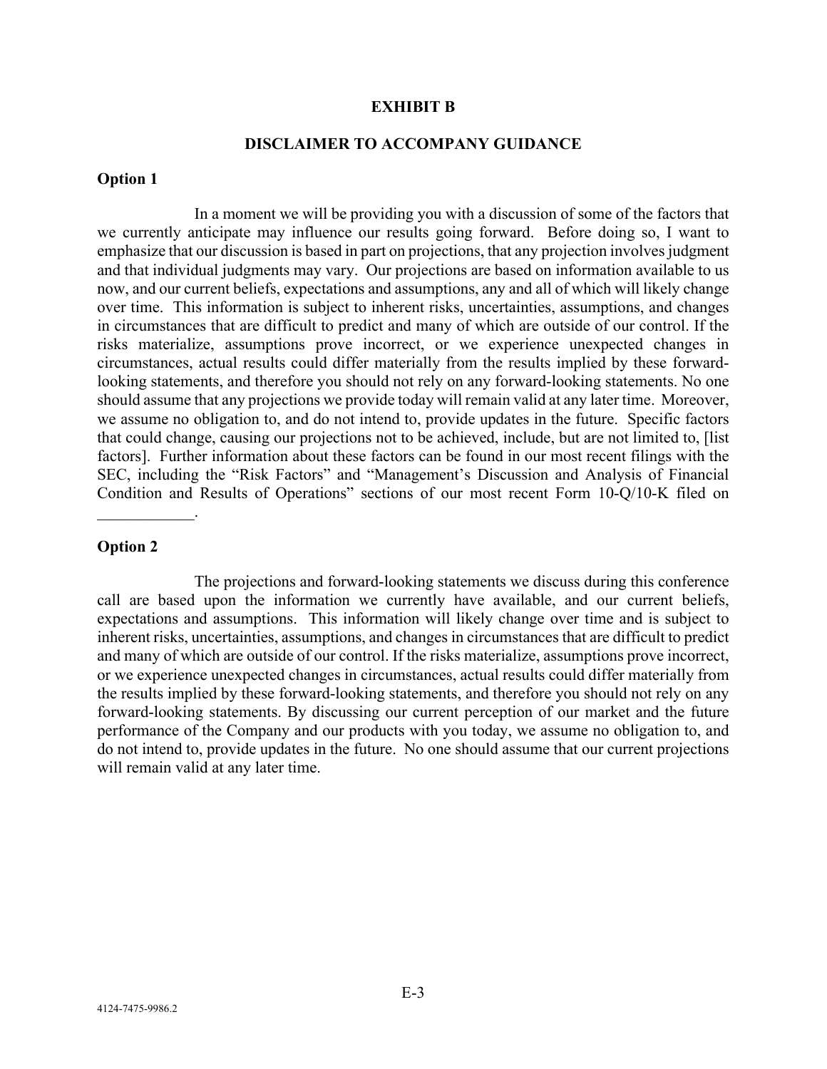# EXHIBIT B

## DISCLAIMER TO ACCOMPANY GUIDANCE

**Option 1**

In a moment we will be providing you with a discussion of some of the factors that we currently anticipate may influence our results going forward. Before doing so, I want to emphasize that our discussion is based in part on projections, that any projection involves judgment and that individual judgments may vary. Our projections are based on information available to us now, and our current beliefs, expectations and assumptions, any and all of which will likely change over time. This information is subject to inherent risks, uncertainties, assumptions, and changes in circumstances that are difficult to predict and many of which are outside of our control. If the risks materialize, assumptions prove incorrect, or we experience unexpected changes in circumstances, actual results could differ materially from the results implied by these forward-looking statements, and therefore you should not rely on any forward-looking statements. No one should assume that any projections we provide today will remain valid at any later time. Moreover, we assume no obligation to, and do not intend to, provide updates in the future. Specific factors that could change, causing our projections not to be achieved, include, but are not limited to, [list factors]. Further information about these factors can be found in our most recent filings with the SEC, including the "Risk Factors" and "Management's Discussion and Analysis of Financial Condition and Results of Operations" sections of our most recent Form 10-Q/10-K filed on ____________.

**Option 2**

The projections and forward-looking statements we discuss during this conference call are based upon the information we currently have available, and our current beliefs, expectations and assumptions. This information will likely change over time and is subject to inherent risks, uncertainties, assumptions, and changes in circumstances that are difficult to predict and many of which are outside of our control. If the risks materialize, assumptions prove incorrect, or we experience unexpected changes in circumstances, actual results could differ materially from the results implied by these forward-looking statements, and therefore you should not rely on any forward-looking statements. By discussing our current perception of our market and the future performance of the Company and our products with you today, we assume no obligation to, and do not intend to, provide updates in the future. No one should assume that our current projections will remain valid at any later time.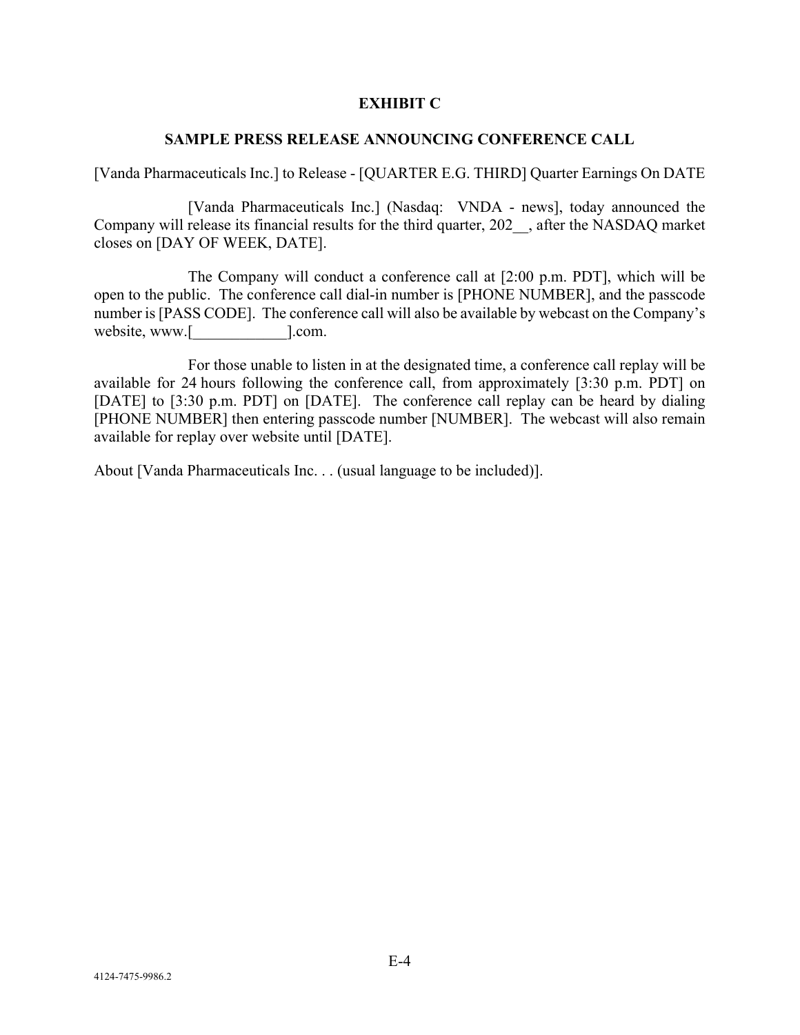# EXHIBIT C

## SAMPLE PRESS RELEASE ANNOUNCING CONFERENCE CALL

[Vanda Pharmaceuticals Inc.] to Release - [QUARTER E.G. THIRD] Quarter Earnings On DATE

[Vanda Pharmaceuticals Inc.] (Nasdaq: VNDA - news], today announced the Company will release its financial results for the third quarter, 202__, after the NASDAQ market closes on [DAY OF WEEK, DATE].

The Company will conduct a conference call at [2:00 p.m. PDT], which will be open to the public. The conference call dial-in number is [PHONE NUMBER], and the passcode number is [PASS CODE]. The conference call will also be available by webcast on the Company's website, www.[____________].com.

For those unable to listen in at the designated time, a conference call replay will be available for 24 hours following the conference call, from approximately [3:30 p.m. PDT] on [DATE] to [3:30 p.m. PDT] on [DATE]. The conference call replay can be heard by dialing [PHONE NUMBER] then entering passcode number [NUMBER]. The webcast will also remain available for replay over website until [DATE].

About [Vanda Pharmaceuticals Inc. . . (usual language to be included)].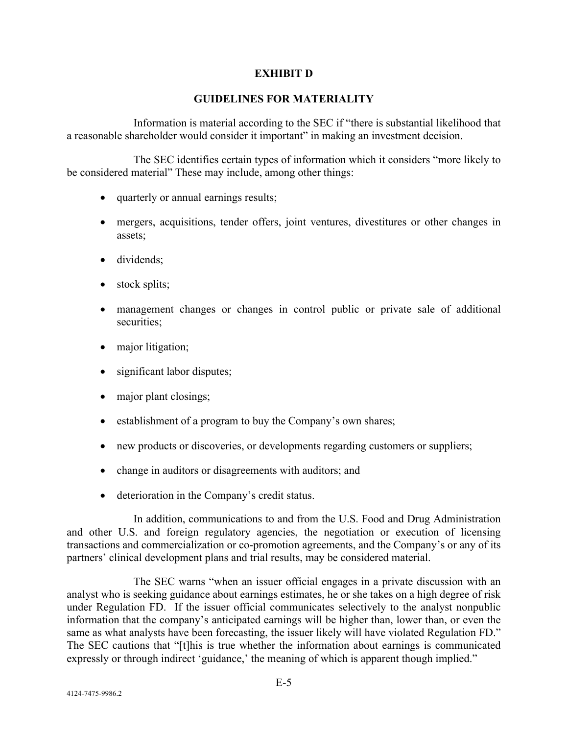# EXHIBIT D

## GUIDELINES FOR MATERIALITY

Information is material according to the SEC if "there is substantial likelihood that a reasonable shareholder would consider it important" in making an investment decision.

The SEC identifies certain types of information which it considers "more likely to be considered material" These may include, among other things:

- quarterly or annual earnings results;
- mergers, acquisitions, tender offers, joint ventures, divestitures or other changes in assets;
- dividends;
- stock splits;
- management changes or changes in control public or private sale of additional securities;
- major litigation;
- significant labor disputes;
- major plant closings;
- establishment of a program to buy the Company's own shares;
- new products or discoveries, or developments regarding customers or suppliers;
- change in auditors or disagreements with auditors; and
- deterioration in the Company's credit status.

In addition, communications to and from the U.S. Food and Drug Administration and other U.S. and foreign regulatory agencies, the negotiation or execution of licensing transactions and commercialization or co-promotion agreements, and the Company's or any of its partners' clinical development plans and trial results, may be considered material.

The SEC warns "when an issuer official engages in a private discussion with an analyst who is seeking guidance about earnings estimates, he or she takes on a high degree of risk under Regulation FD. If the issuer official communicates selectively to the analyst nonpublic information that the company's anticipated earnings will be higher than, lower than, or even the same as what analysts have been forecasting, the issuer likely will have violated Regulation FD." The SEC cautions that "[t]his is true whether the information about earnings is communicated expressly or through indirect 'guidance,' the meaning of which is apparent though implied."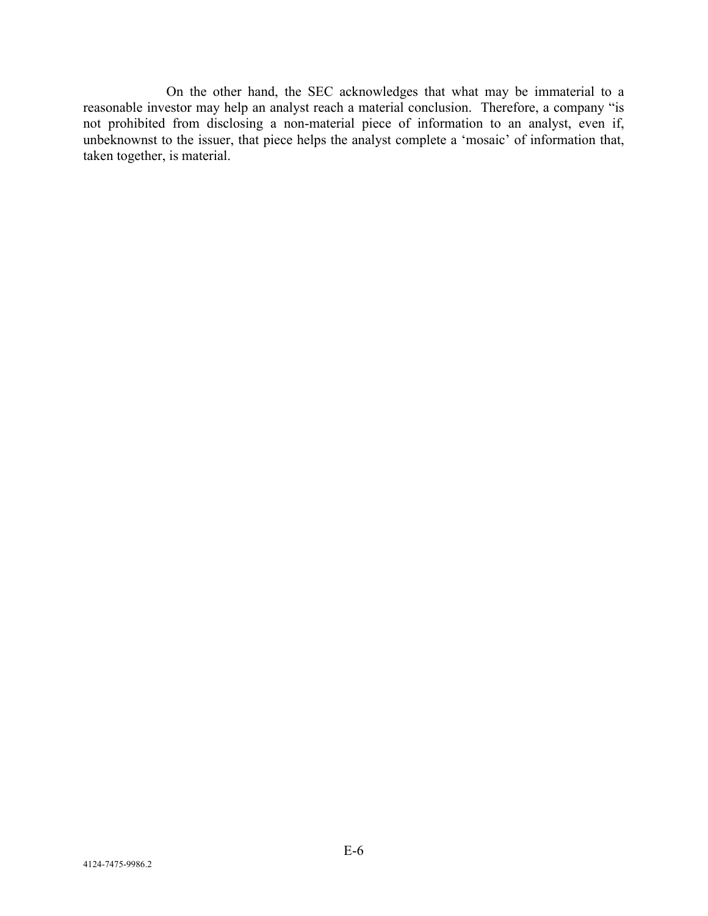On the other hand, the SEC acknowledges that what may be immaterial to a reasonable investor may help an analyst reach a material conclusion. Therefore, a company "is not prohibited from disclosing a non-material piece of information to an analyst, even if, unbeknownst to the issuer, that piece helps the analyst complete a 'mosaic' of information that, taken together, is material.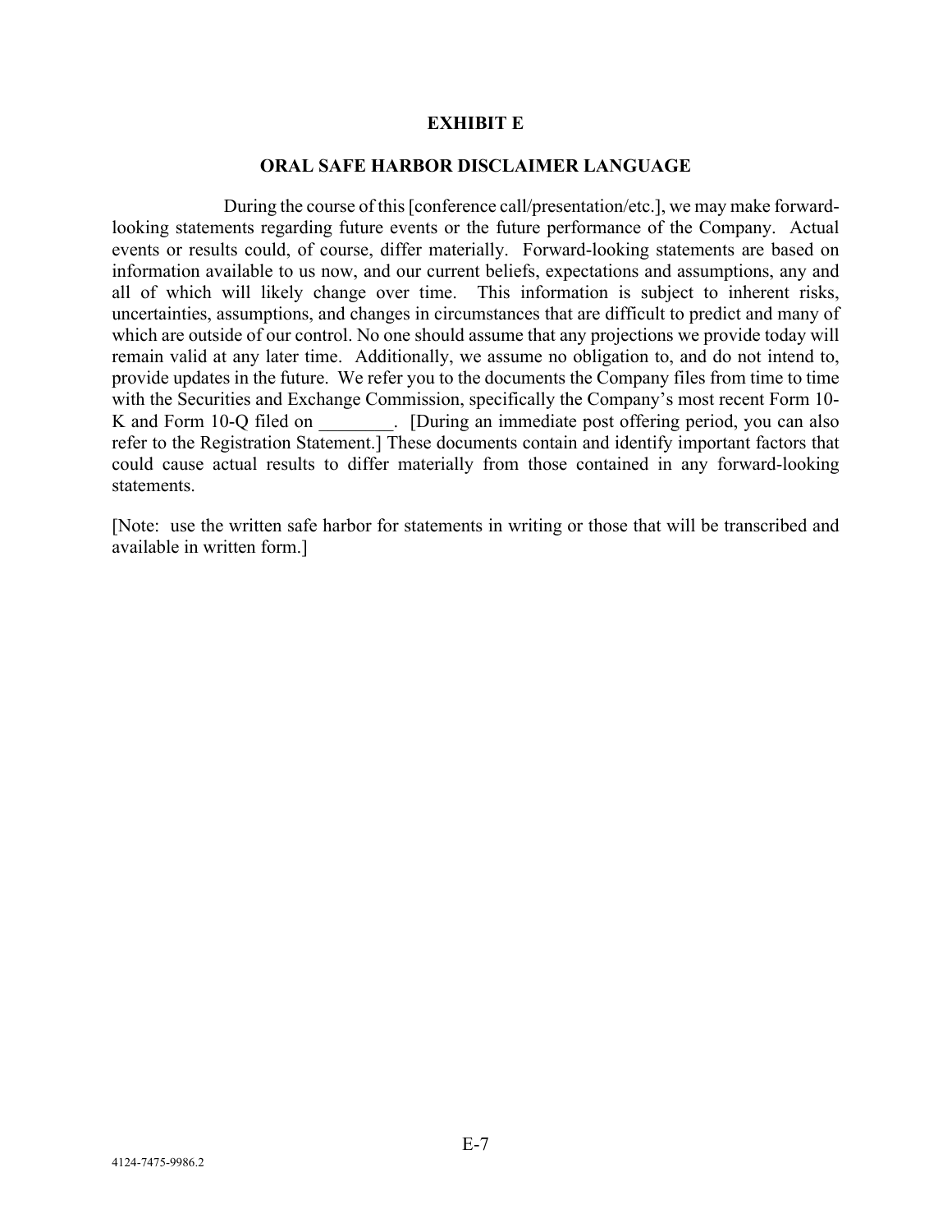# EXHIBIT E

## ORAL SAFE HARBOR DISCLAIMER LANGUAGE

During the course of this [conference call/presentation/etc.], we may make forward-looking statements regarding future events or the future performance of the Company. Actual events or results could, of course, differ materially. Forward-looking statements are based on information available to us now, and our current beliefs, expectations and assumptions, any and all of which will likely change over time. This information is subject to inherent risks, uncertainties, assumptions, and changes in circumstances that are difficult to predict and many of which are outside of our control. No one should assume that any projections we provide today will remain valid at any later time. Additionally, we assume no obligation to, and do not intend to, provide updates in the future. We refer you to the documents the Company files from time to time with the Securities and Exchange Commission, specifically the Company's most recent Form 10-K and Form 10-Q filed on ________. [During an immediate post offering period, you can also refer to the Registration Statement.] These documents contain and identify important factors that could cause actual results to differ materially from those contained in any forward-looking statements.

[Note: use the written safe harbor for statements in writing or those that will be transcribed and available in written form.]

4124-7475-9986.2